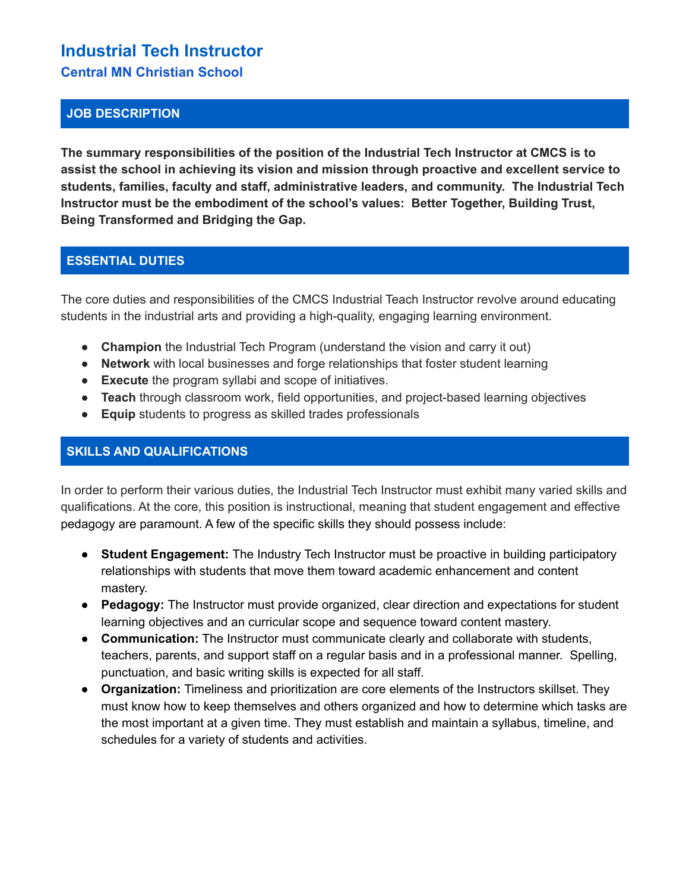# Industrial Tech Instructor

### Central MN Christian School

## JOB DESCRIPTION

**The summary responsibilities of the position of the Industrial Tech Instructor at CMCS is to assist the school in achieving its vision and mission through proactive and excellent service to students, families, faculty and staff, administrative leaders, and community. The Industrial Tech Instructor must be the embodiment of the school's values: Better Together, Building Trust, Being Transformed and Bridging the Gap.**

## ESSENTIAL DUTIES

The core duties and responsibilities of the CMCS Industrial Teach Instructor revolve around educating students in the industrial arts and providing a high-quality, engaging learning environment.

- **Champion** the Industrial Tech Program (understand the vision and carry it out)
- **Network** with local businesses and forge relationships that foster student learning
- **Execute** the program syllabi and scope of initiatives.
- **Teach** through classroom work, field opportunities, and project-based learning objectives
- **Equip** students to progress as skilled trades professionals

## SKILLS AND QUALIFICATIONS

In order to perform their various duties, the Industrial Tech Instructor must exhibit many varied skills and qualifications. At the core, this position is instructional, meaning that student engagement and effective pedagogy are paramount. A few of the specific skills they should possess include:

- **Student Engagement:** The Industry Tech Instructor must be proactive in building participatory relationships with students that move them toward academic enhancement and content mastery.
- **Pedagogy:** The Instructor must provide organized, clear direction and expectations for student learning objectives and an curricular scope and sequence toward content mastery.
- **Communication:** The Instructor must communicate clearly and collaborate with students, teachers, parents, and support staff on a regular basis and in a professional manner. Spelling, punctuation, and basic writing skills is expected for all staff.
- **Organization:** Timeliness and prioritization are core elements of the Instructors skillset. They must know how to keep themselves and others organized and how to determine which tasks are the most important at a given time. They must establish and maintain a syllabus, timeline, and schedules for a variety of students and activities.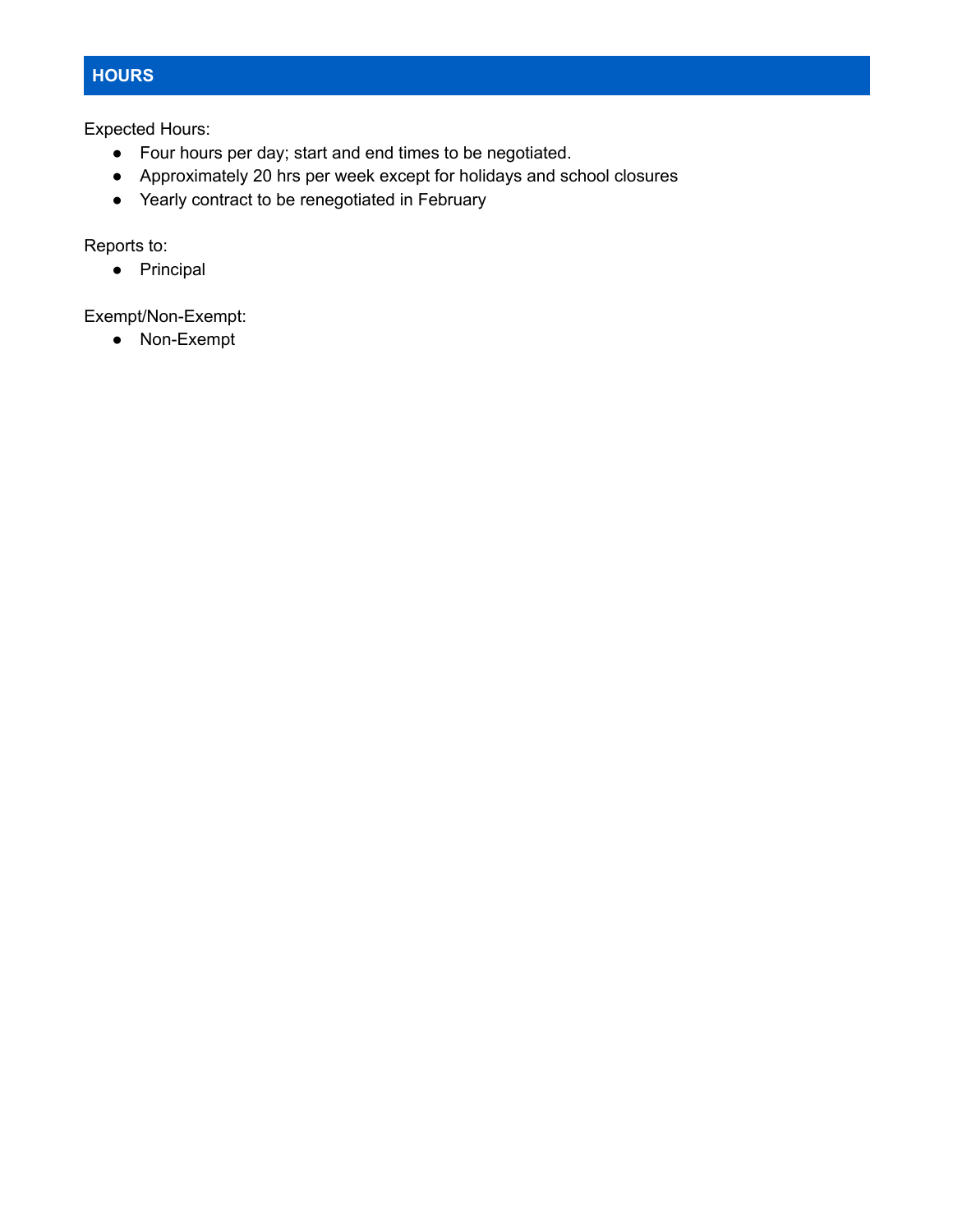## HOURS

Expected Hours:

- Four hours per day; start and end times to be negotiated.
- Approximately 20 hrs per week except for holidays and school closures
- Yearly contract to be renegotiated in February

Reports to:

- Principal

Exempt/Non-Exempt:

- Non-Exempt